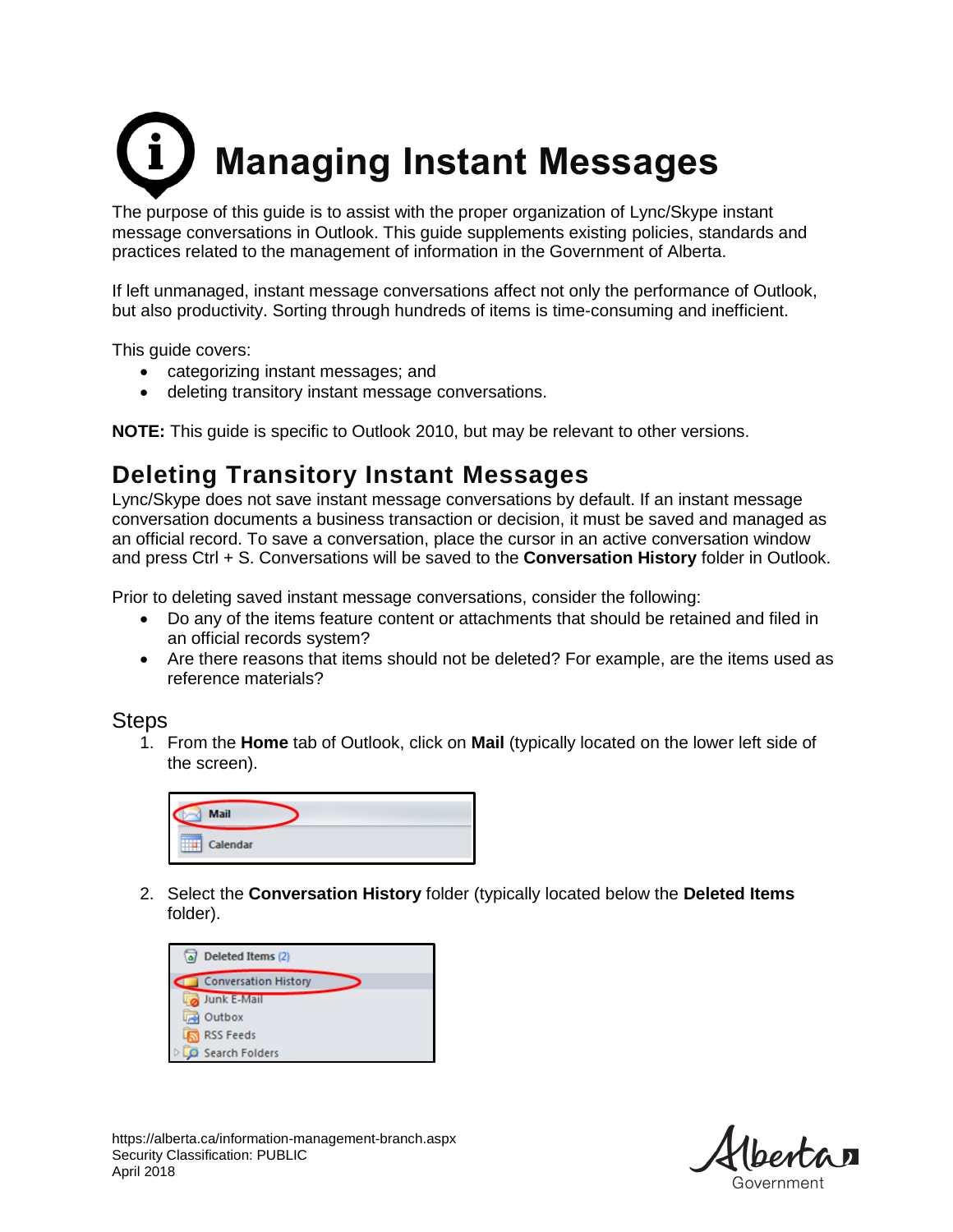# Managing Instant Messages

The purpose of this guide is to assist with the proper organization of Lync/Skype instant message conversations in Outlook. This guide supplements existing policies, standards and practices related to the management of information in the Government of Alberta.

If left unmanaged, instant message conversations affect not only the performance of Outlook, but also productivity. Sorting through hundreds of items is time-consuming and inefficient.

This guide covers:

- categorizing instant messages; and
- deleting transitory instant message conversations.

**NOTE:** This guide is specific to Outlook 2010, but may be relevant to other versions.

## Deleting Transitory Instant Messages

Lync/Skype does not save instant message conversations by default. If an instant message conversation documents a business transaction or decision, it must be saved and managed as an official record. To save a conversation, place the cursor in an active conversation window and press Ctrl + S. Conversations will be saved to the **Conversation History** folder in Outlook.

Prior to deleting saved instant message conversations, consider the following:

- Do any of the items feature content or attachments that should be retained and filed in an official records system?
- Are there reasons that items should not be deleted? For example, are the items used as reference materials?

### Steps

1. From the **Home** tab of Outlook, click on **Mail** (typically located on the lower left side of the screen).

2. Select the **Conversation History** folder (typically located below the **Deleted Items** folder).

https://alberta.ca/information-management-branch.aspx
Security Classification: PUBLIC
April 2018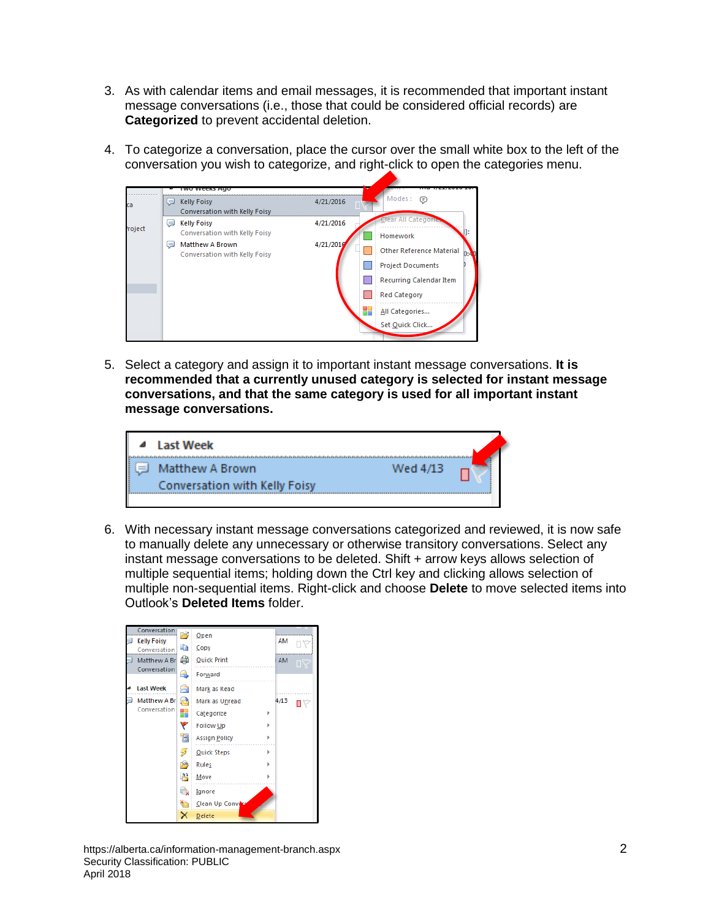3. As with calendar items and email messages, it is recommended that important instant message conversations (i.e., those that could be considered official records) are **Categorized** to prevent accidental deletion.

4. To categorize a conversation, place the cursor over the small white box to the left of the conversation you wish to categorize, and right-click to open the categories menu.

5. Select a category and assign it to important instant message conversations. **It is recommended that a currently unused category is selected for instant message conversations, and that the same category is used for all important instant message conversations.**

6. With necessary instant message conversations categorized and reviewed, it is now safe to manually delete any unnecessary or otherwise transitory conversations. Select any instant message conversations to be deleted. Shift + arrow keys allows selection of multiple sequential items; holding down the Ctrl key and clicking allows selection of multiple non-sequential items. Right-click and choose **Delete** to move selected items into Outlook's **Deleted Items** folder.

https://alberta.ca/information-management-branch.aspx
Security Classification: PUBLIC
April 2018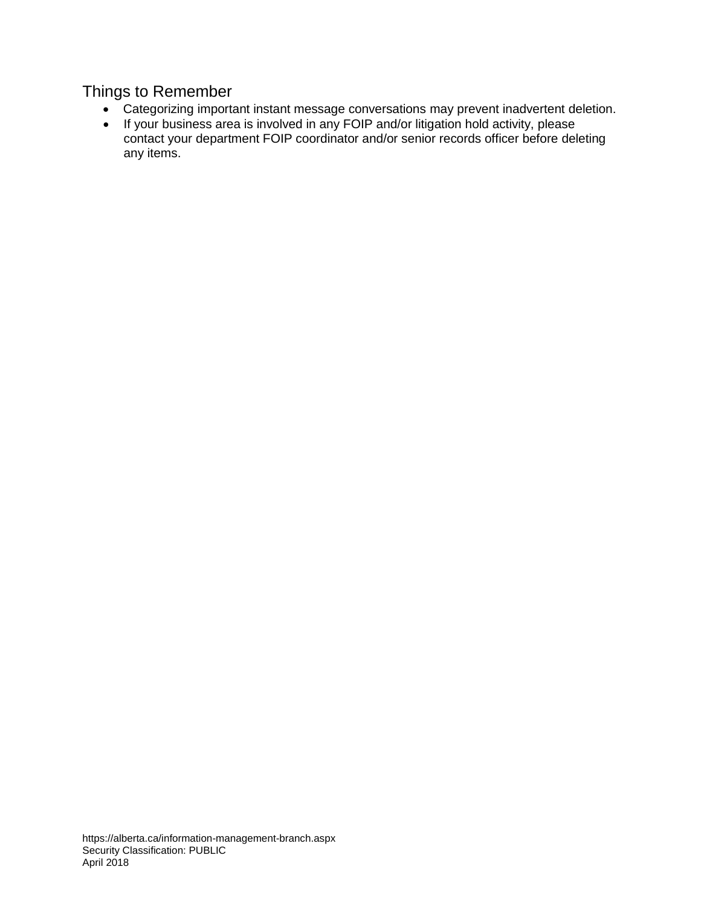## Things to Remember

- Categorizing important instant message conversations may prevent inadvertent deletion.
- If your business area is involved in any FOIP and/or litigation hold activity, please contact your department FOIP coordinator and/or senior records officer before deleting any items.